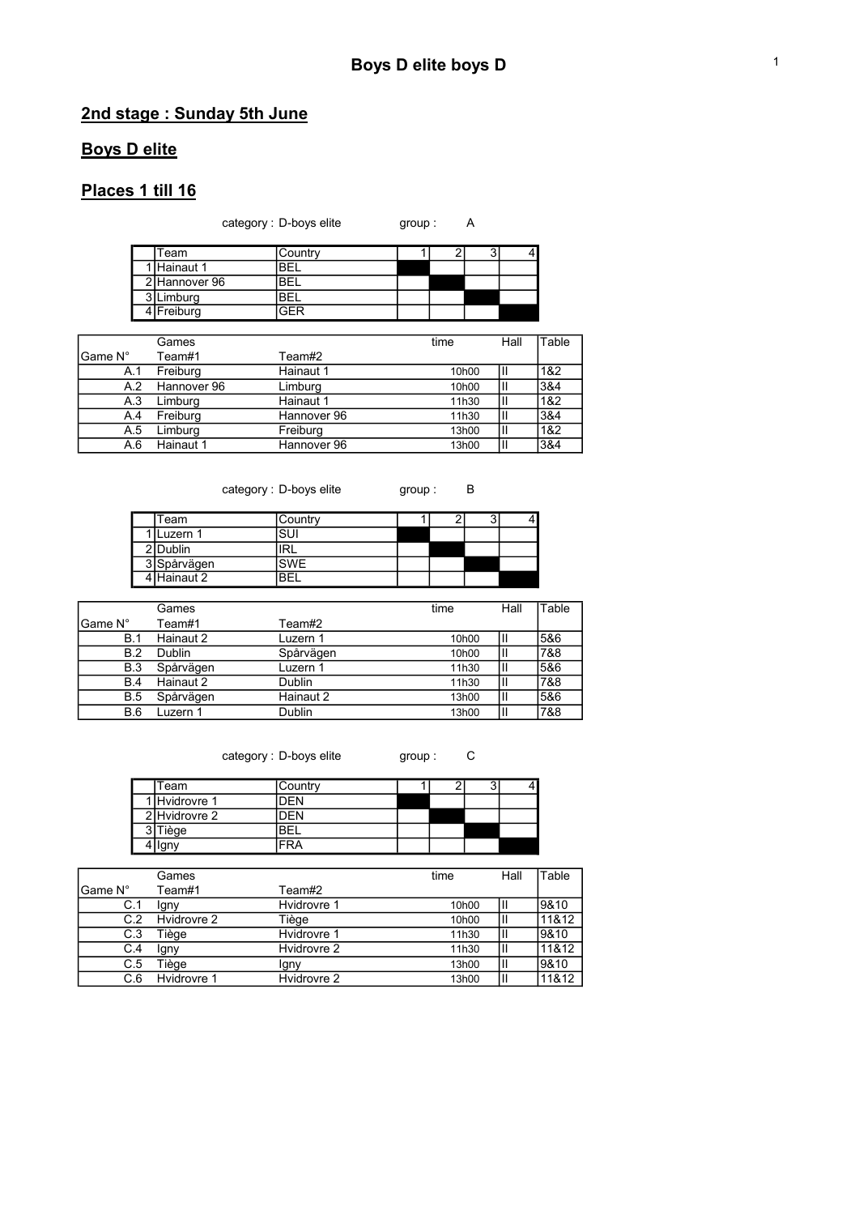# Boys D elite boys D

## 2nd stage : Sunday 5th June

## Boys D elite

## Places 1 till 16

category : D-boys elite group : A

| | Team | Country | 1 | 2 | 3 | 4 |
|---|---|---|---|---|---|---|
| 1 | Hainaut 1 | BEL | | | | |
| 2 | Hannover 96 | BEL | | | | |
| 3 | Limburg | BEL | | | | |
| 4 | Freiburg | GER | | | | |

| Game N° | Games Team#1 | Team#2 | time | Hall | Table |
|---|---|---|---|---|---|
| A.1 | Freiburg | Hainaut 1 | 10h00 | II | 1&2 |
| A.2 | Hannover 96 | Limburg | 10h00 | II | 3&4 |
| A.3 | Limburg | Hainaut 1 | 11h30 | II | 1&2 |
| A.4 | Freiburg | Hannover 96 | 11h30 | II | 3&4 |
| A.5 | Limburg | Freiburg | 13h00 | II | 1&2 |
| A.6 | Hainaut 1 | Hannover 96 | 13h00 | II | 3&4 |

category : D-boys elite group : B

| | Team | Country | 1 | 2 | 3 | 4 |
|---|---|---|---|---|---|---|
| 1 | Luzern 1 | SUI | | | | |
| 2 | Dublin | IRL | | | | |
| 3 | Spårvägen | SWE | | | | |
| 4 | Hainaut 2 | BEL | | | | |

| Game N° | Games Team#1 | Team#2 | time | Hall | Table |
|---|---|---|---|---|---|
| B.1 | Hainaut 2 | Luzern 1 | 10h00 | II | 5&6 |
| B.2 | Dublin | Spårvägen | 10h00 | II | 7&8 |
| B.3 | Spårvägen | Luzern 1 | 11h30 | II | 5&6 |
| B.4 | Hainaut 2 | Dublin | 11h30 | II | 7&8 |
| B.5 | Spårvägen | Hainaut 2 | 13h00 | II | 5&6 |
| B.6 | Luzern 1 | Dublin | 13h00 | II | 7&8 |

category : D-boys elite group : C

| | Team | Country | 1 | 2 | 3 | 4 |
|---|---|---|---|---|---|---|
| 1 | Hvidrovre 1 | DEN | | | | |
| 2 | Hvidrovre 2 | DEN | | | | |
| 3 | Tiège | BEL | | | | |
| 4 | Igny | FRA | | | | |

| Game N° | Games Team#1 | Team#2 | time | Hall | Table |
|---|---|---|---|---|---|
| C.1 | Igny | Hvidrovre 1 | 10h00 | II | 9&10 |
| C.2 | Hvidrovre 2 | Tiège | 10h00 | II | 11&12 |
| C.3 | Tiège | Hvidrovre 1 | 11h30 | II | 9&10 |
| C.4 | Igny | Hvidrovre 2 | 11h30 | II | 11&12 |
| C.5 | Tiège | Igny | 13h00 | II | 9&10 |
| C.6 | Hvidrovre 1 | Hvidrovre 2 | 13h00 | II | 11&12 |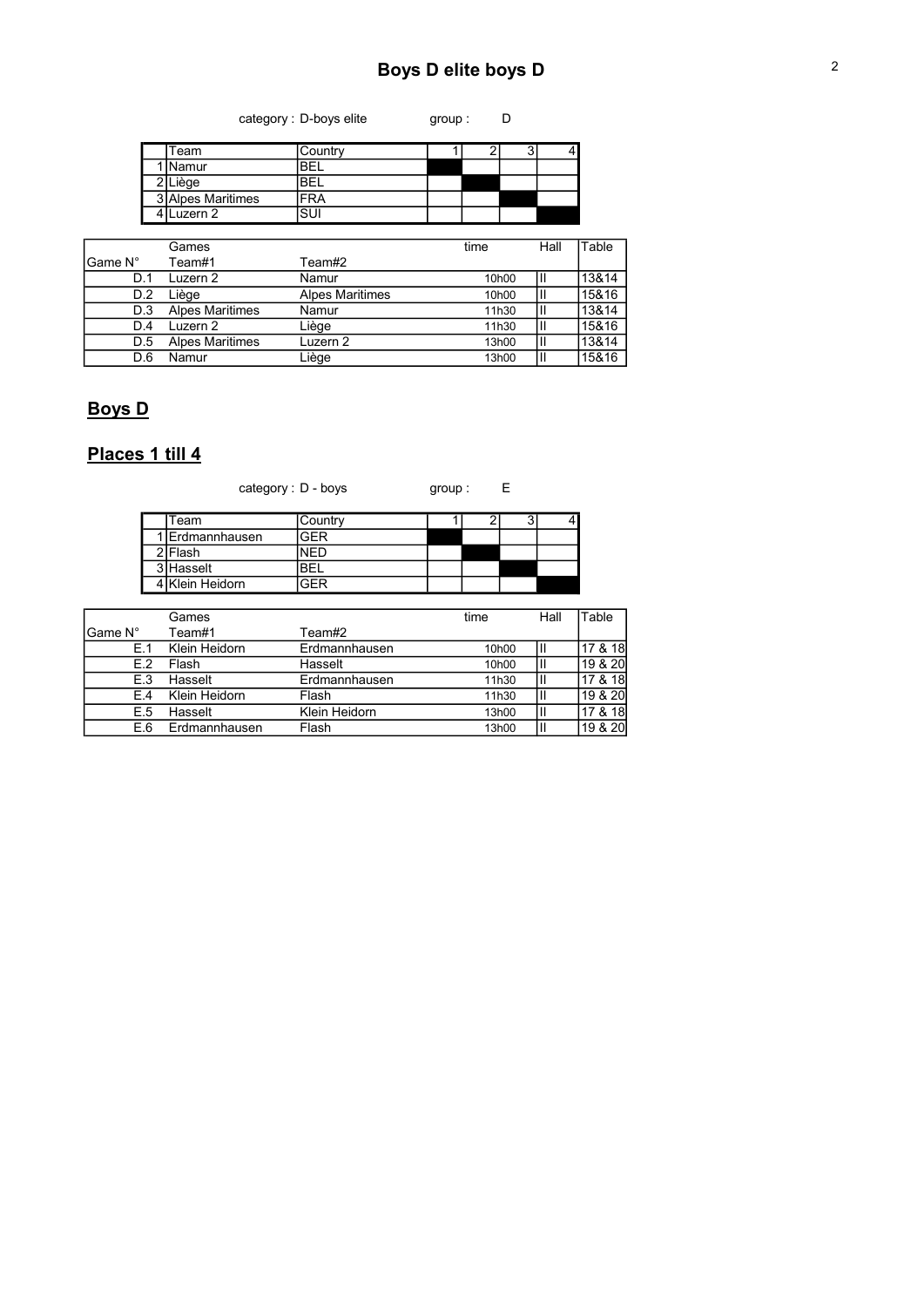# Boys D elite boys D

category : D-boys elite group : D

| | Team | Country | 1 | 2 | 3 | 4 |
|---|---|---|---|---|---|---|
| 1 | Namur | BEL | | | | |
| 2 | Liège | BEL | | | | |
| 3 | Alpes Maritimes | FRA | | | | |
| 4 | Luzern 2 | SUI | | | | |

| | Games | | time | Hall | Table |
|---|---|---|---|---|---|
| Game N° | Team#1 | Team#2 | | | |
| D.1 | Luzern 2 | Namur | 10h00 | II | 13&14 |
| D.2 | Liège | Alpes Maritimes | 10h00 | II | 15&16 |
| D.3 | Alpes Maritimes | Namur | 11h30 | II | 13&14 |
| D.4 | Luzern 2 | Liège | 11h30 | II | 15&16 |
| D.5 | Alpes Maritimes | Luzern 2 | 13h00 | II | 13&14 |
| D.6 | Namur | Liège | 13h00 | II | 15&16 |

## Boys D

## Places 1 till 4

category : D - boys group : E

| | Team | Country | 1 | 2 | 3 | 4 |
|---|---|---|---|---|---|---|
| 1 | Erdmannhausen | GER | | | | |
| 2 | Flash | NED | | | | |
| 3 | Hasselt | BEL | | | | |
| 4 | Klein Heidorn | GER | | | | |

| | Games | | time | Hall | Table |
|---|---|---|---|---|---|
| Game N° | Team#1 | Team#2 | | | |
| E.1 | Klein Heidorn | Erdmannhausen | 10h00 | II | 17 & 18 |
| E.2 | Flash | Hasselt | 10h00 | II | 19 & 20 |
| E.3 | Hasselt | Erdmannhausen | 11h30 | II | 17 & 18 |
| E.4 | Klein Heidorn | Flash | 11h30 | II | 19 & 20 |
| E.5 | Hasselt | Klein Heidorn | 13h00 | II | 17 & 18 |
| E.6 | Erdmannhausen | Flash | 13h00 | II | 19 & 20 |